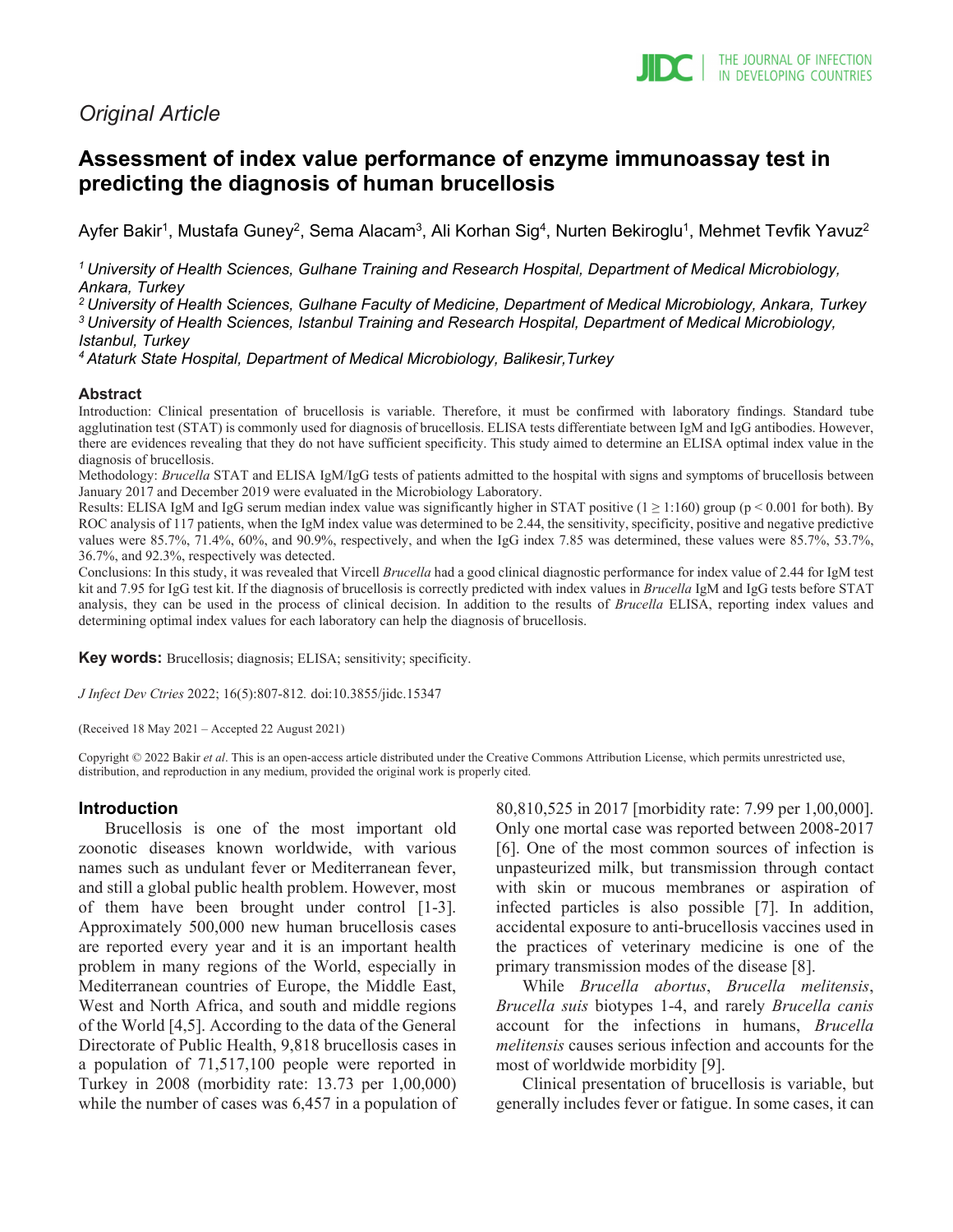*Original Article*

# Assessment of index value performance of enzyme immunoassay test in predicting the diagnosis of human brucellosis

Ayfer Bakir[1], Mustafa Guney[2], Sema Alacam[3], Ali Korhan Sig[4], Nurten Bekiroglu[1], Mehmet Tevfik Yavuz[2]

*[1] University of Health Sciences, Gulhane Training and Research Hospital, Department of Medical Microbiology, Ankara, Turkey*
*[2] University of Health Sciences, Gulhane Faculty of Medicine, Department of Medical Microbiology, Ankara, Turkey*
*[3] University of Health Sciences, Istanbul Training and Research Hospital, Department of Medical Microbiology, Istanbul, Turkey*
*[4] Ataturk State Hospital, Department of Medical Microbiology, Balikesir,Turkey*

### Abstract

Introduction: Clinical presentation of brucellosis is variable. Therefore, it must be confirmed with laboratory findings. Standard tube agglutination test (STAT) is commonly used for diagnosis of brucellosis. ELISA tests differentiate between IgM and IgG antibodies. However, there are evidences revealing that they do not have sufficient specificity. This study aimed to determine an ELISA optimal index value in the diagnosis of brucellosis.

Methodology: *Brucella* STAT and ELISA IgM/IgG tests of patients admitted to the hospital with signs and symptoms of brucellosis between January 2017 and December 2019 were evaluated in the Microbiology Laboratory.

Results: ELISA IgM and IgG serum median index value was significantly higher in STAT positive (1 ≥ 1:160) group ($p < 0.001$ for both). By ROC analysis of 117 patients, when the IgM index value was determined to be 2.44, the sensitivity, specificity, positive and negative predictive values were 85.7%, 71.4%, 60%, and 90.9%, respectively, and when the IgG index 7.85 was determined, these values were 85.7%, 53.7%, 36.7%, and 92.3%, respectively was detected.

Conclusions: In this study, it was revealed that Vircell *Brucella* had a good clinical diagnostic performance for index value of 2.44 for IgM test kit and 7.95 for IgG test kit. If the diagnosis of brucellosis is correctly predicted with index values in *Brucella* IgM and IgG tests before STAT analysis, they can be used in the process of clinical decision. In addition to the results of *Brucella* ELISA, reporting index values and determining optimal index values for each laboratory can help the diagnosis of brucellosis.

**Key words:** Brucellosis; diagnosis; ELISA; sensitivity; specificity.

*J Infect Dev Ctries* 2022; 16(5):807-812*.* doi:10.3855/jidc.15347

(Received 18 May 2021 – Accepted 22 August 2021)

Copyright © 2022 Bakir *et al*. This is an open-access article distributed under the Creative Commons Attribution License, which permits unrestricted use, distribution, and reproduction in any medium, provided the original work is properly cited.

## Introduction

Brucellosis is one of the most important old zoonotic diseases known worldwide, with various names such as undulant fever or Mediterranean fever, and still a global public health problem. However, most of them have been brought under control [1-3]. Approximately 500,000 new human brucellosis cases are reported every year and it is an important health problem in many regions of the World, especially in Mediterranean countries of Europe, the Middle East, West and North Africa, and south and middle regions of the World [4,5]. According to the data of the General Directorate of Public Health, 9,818 brucellosis cases in a population of 71,517,100 people were reported in Turkey in 2008 (morbidity rate: 13.73 per 1,00,000) while the number of cases was 6,457 in a population of 80,810,525 in 2017 [morbidity rate: 7.99 per 1,00,000]. Only one mortal case was reported between 2008-2017 [6]. One of the most common sources of infection is unpasteurized milk, but transmission through contact with skin or mucous membranes or aspiration of infected particles is also possible [7]. In addition, accidental exposure to anti-brucellosis vaccines used in the practices of veterinary medicine is one of the primary transmission modes of the disease [8].

While *Brucella abortus*, *Brucella melitensis*, *Brucella suis* biotypes 1-4, and rarely *Brucella canis* account for the infections in humans, *Brucella melitensis* causes serious infection and accounts for the most of worldwide morbidity [9].

Clinical presentation of brucellosis is variable, but generally includes fever or fatigue. In some cases, it can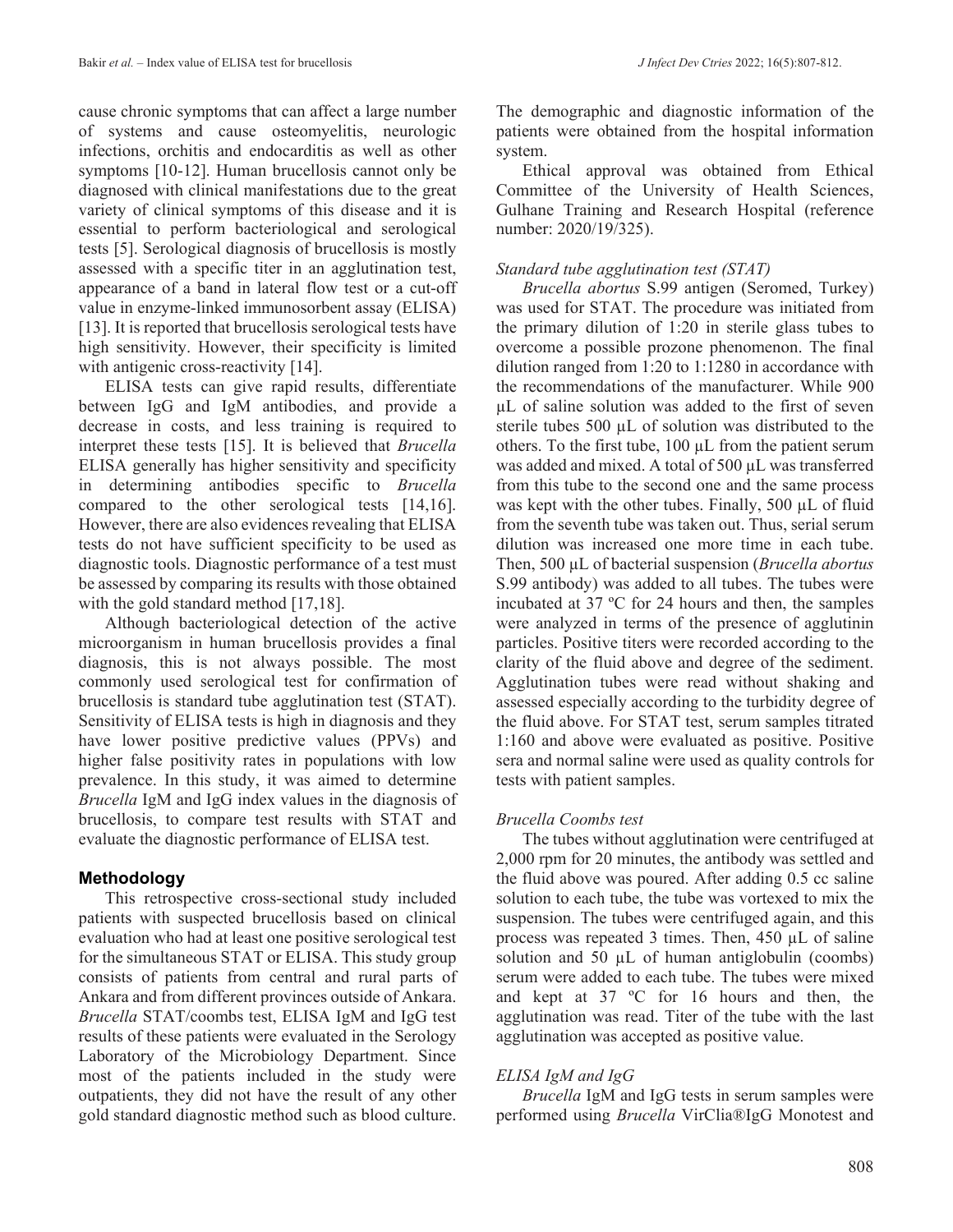cause chronic symptoms that can affect a large number of systems and cause osteomyelitis, neurologic infections, orchitis and endocarditis as well as other symptoms [10-12]. Human brucellosis cannot only be diagnosed with clinical manifestations due to the great variety of clinical symptoms of this disease and it is essential to perform bacteriological and serological tests [5]. Serological diagnosis of brucellosis is mostly assessed with a specific titer in an agglutination test, appearance of a band in lateral flow test or a cut-off value in enzyme-linked immunosorbent assay (ELISA) [13]. It is reported that brucellosis serological tests have high sensitivity. However, their specificity is limited with antigenic cross-reactivity [14].

ELISA tests can give rapid results, differentiate between IgG and IgM antibodies, and provide a decrease in costs, and less training is required to interpret these tests [15]. It is believed that *Brucella* ELISA generally has higher sensitivity and specificity in determining antibodies specific to *Brucella* compared to the other serological tests [14,16]. However, there are also evidences revealing that ELISA tests do not have sufficient specificity to be used as diagnostic tools. Diagnostic performance of a test must be assessed by comparing its results with those obtained with the gold standard method [17,18].

Although bacteriological detection of the active microorganism in human brucellosis provides a final diagnosis, this is not always possible. The most commonly used serological test for confirmation of brucellosis is standard tube agglutination test (STAT). Sensitivity of ELISA tests is high in diagnosis and they have lower positive predictive values (PPVs) and higher false positivity rates in populations with low prevalence. In this study, it was aimed to determine *Brucella* IgM and IgG index values in the diagnosis of brucellosis, to compare test results with STAT and evaluate the diagnostic performance of ELISA test.

## Methodology

This retrospective cross-sectional study included patients with suspected brucellosis based on clinical evaluation who had at least one positive serological test for the simultaneous STAT or ELISA. This study group consists of patients from central and rural parts of Ankara and from different provinces outside of Ankara. *Brucella* STAT/coombs test, ELISA IgM and IgG test results of these patients were evaluated in the Serology Laboratory of the Microbiology Department. Since most of the patients included in the study were outpatients, they did not have the result of any other gold standard diagnostic method such as blood culture. The demographic and diagnostic information of the patients were obtained from the hospital information system.

Ethical approval was obtained from Ethical Committee of the University of Health Sciences, Gulhane Training and Research Hospital (reference number: 2020/19/325).

### *Standard tube agglutination test (STAT)*

*Brucella abortus* S.99 antigen (Seromed, Turkey) was used for STAT. The procedure was initiated from the primary dilution of 1:20 in sterile glass tubes to overcome a possible prozone phenomenon. The final dilution ranged from 1:20 to 1:1280 in accordance with the recommendations of the manufacturer. While 900 µL of saline solution was added to the first of seven sterile tubes 500 µL of solution was distributed to the others. To the first tube, 100 µL from the patient serum was added and mixed. A total of 500 µL was transferred from this tube to the second one and the same process was kept with the other tubes. Finally, 500 µL of fluid from the seventh tube was taken out. Thus, serial serum dilution was increased one more time in each tube. Then, 500 µL of bacterial suspension (*Brucella abortus* S.99 antibody) was added to all tubes. The tubes were incubated at 37 ºC for 24 hours and then, the samples were analyzed in terms of the presence of agglutinin particles. Positive titers were recorded according to the clarity of the fluid above and degree of the sediment. Agglutination tubes were read without shaking and assessed especially according to the turbidity degree of the fluid above. For STAT test, serum samples titrated 1:160 and above were evaluated as positive. Positive sera and normal saline were used as quality controls for tests with patient samples.

### *Brucella Coombs test*

The tubes without agglutination were centrifuged at 2,000 rpm for 20 minutes, the antibody was settled and the fluid above was poured. After adding 0.5 cc saline solution to each tube, the tube was vortexed to mix the suspension. The tubes were centrifuged again, and this process was repeated 3 times. Then, 450 µL of saline solution and 50 µL of human antiglobulin (coombs) serum were added to each tube. The tubes were mixed and kept at 37 ºC for 16 hours and then, the agglutination was read. Titer of the tube with the last agglutination was accepted as positive value.

### *ELISA IgM and IgG*

*Brucella* IgM and IgG tests in serum samples were performed using *Brucella* VirClia®IgG Monotest and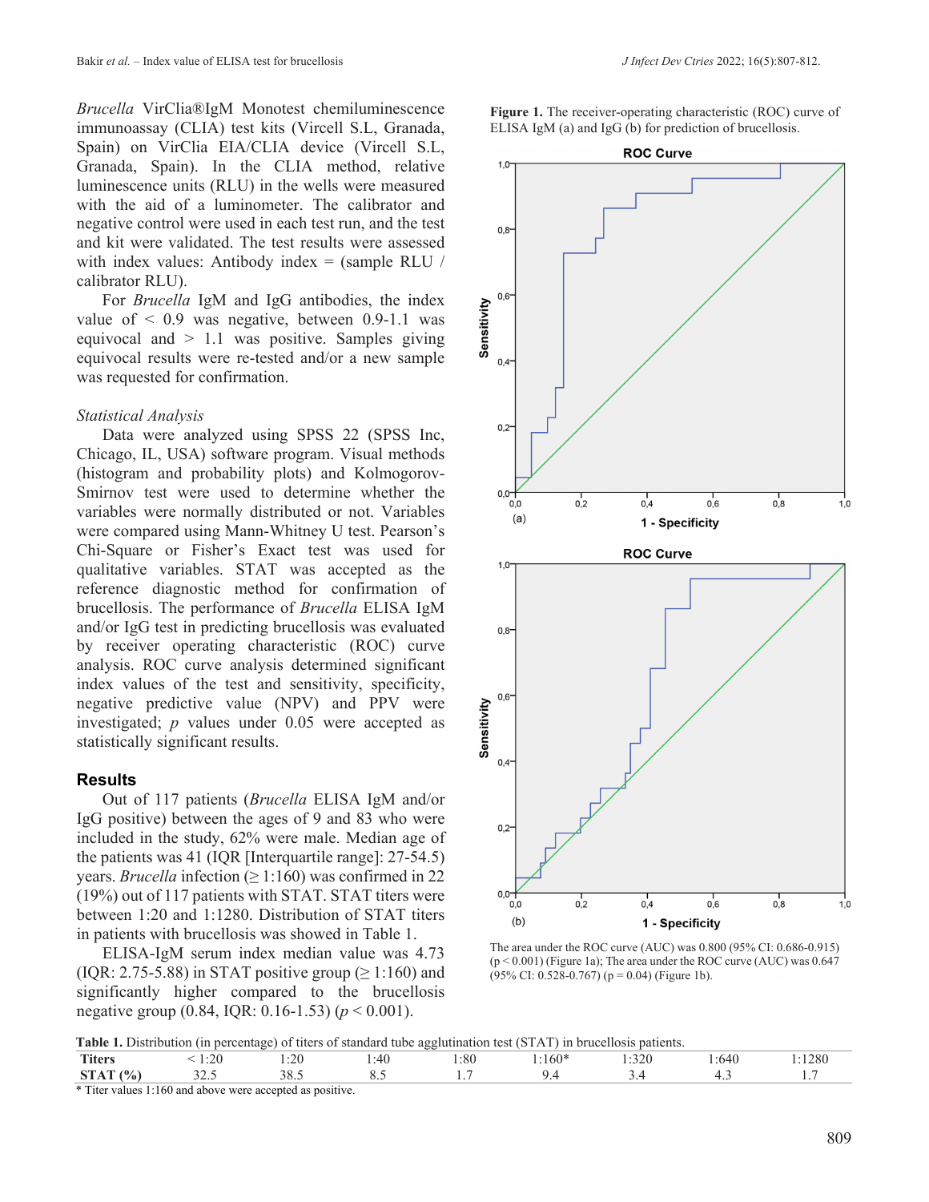*Brucella* VirClia®IgM Monotest chemiluminescence immunoassay (CLIA) test kits (Vircell S.L, Granada, Spain) on VirClia EIA/CLIA device (Vircell S.L, Granada, Spain). In the CLIA method, relative luminescence units (RLU) in the wells were measured with the aid of a luminometer. The calibrator and negative control were used in each test run, and the test and kit were validated. The test results were assessed with index values: Antibody index = (sample RLU / calibrator RLU).

For *Brucella* IgM and IgG antibodies, the index value of < 0.9 was negative, between 0.9-1.1 was equivocal and > 1.1 was positive. Samples giving equivocal results were re-tested and/or a new sample was requested for confirmation.

*Statistical Analysis*

Data were analyzed using SPSS 22 (SPSS Inc, Chicago, IL, USA) software program. Visual methods (histogram and probability plots) and Kolmogorov-Smirnov test were used to determine whether the variables were normally distributed or not. Variables were compared using Mann-Whitney U test. Pearson's Chi-Square or Fisher's Exact test was used for qualitative variables. STAT was accepted as the reference diagnostic method for confirmation of brucellosis. The performance of *Brucella* ELISA IgM and/or IgG test in predicting brucellosis was evaluated by receiver operating characteristic (ROC) curve analysis. ROC curve analysis determined significant index values of the test and sensitivity, specificity, negative predictive value (NPV) and PPV were investigated; $p$ values under 0.05 were accepted as statistically significant results.

## Results

Out of 117 patients (*Brucella* ELISA IgM and/or IgG positive) between the ages of 9 and 83 who were included in the study, 62% were male. Median age of the patients was 41 (IQR [Interquartile range]: 27-54.5) years. *Brucella* infection (≥ 1:160) was confirmed in 22 (19%) out of 117 patients with STAT. STAT titers were between 1:20 and 1:1280. Distribution of STAT titers in patients with brucellosis was showed in Table 1.

ELISA-IgM serum index median value was 4.73 (IQR: 2.75-5.88) in STAT positive group (≥ 1:160) and significantly higher compared to the brucellosis negative group (0.84, IQR: 0.16-1.53) ($p < 0.001$).

**Figure 1.** The receiver-operating characteristic (ROC) curve of ELISA IgM (a) and IgG (b) for prediction of brucellosis.

The area under the ROC curve (AUC) was 0.800 (95% CI: 0.686-0.915) ($p < 0.001$) (Figure 1a); The area under the ROC curve (AUC) was 0.647 (95% CI: 0.528-0.767) ($p = 0.04$) (Figure 1b).

**Table 1.** Distribution (in percentage) of titers of standard tube agglutination test (STAT) in brucellosis patients.

| Titers | < 1:20 | 1:20 | 1:40 | 1:80 | 1:160* | 1:320 | 1:640 | 1:1280 |
|---|---|---|---|---|---|---|---|---|
| STAT (%) | 32.5 | 38.5 | 8.5 | 1.7 | 9.4 | 3.4 | 4.3 | 1.7 |

\* Titer values 1:160 and above were accepted as positive.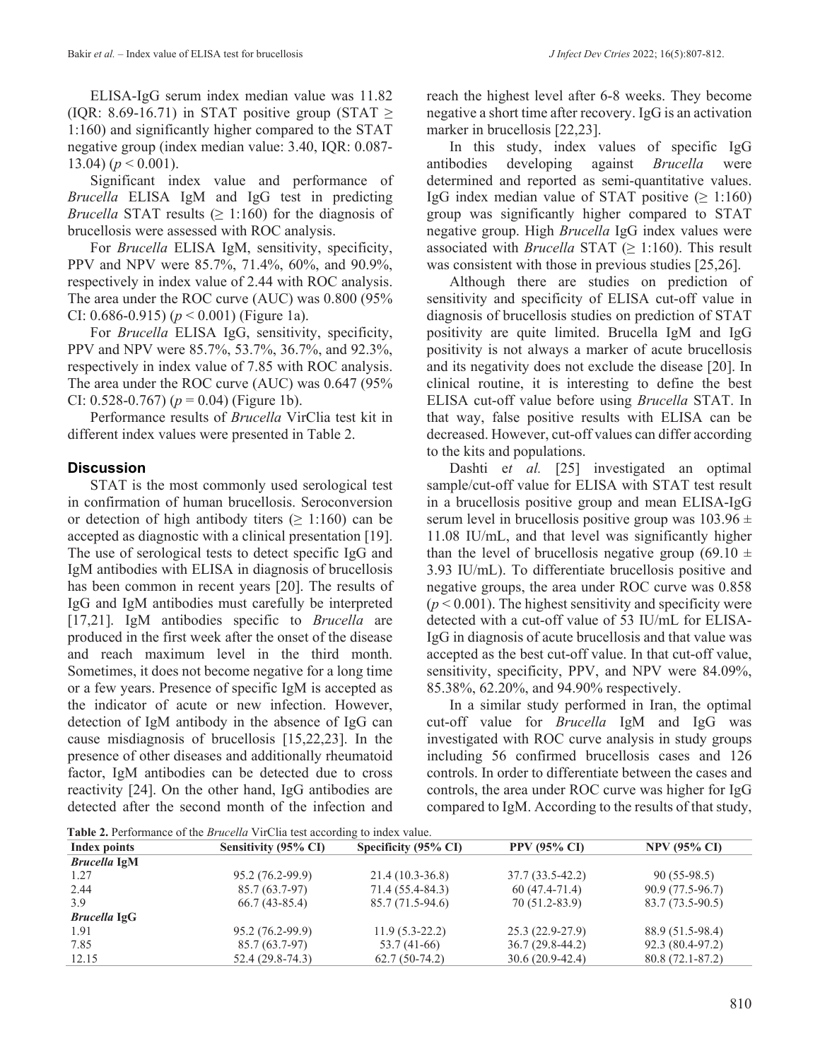ELISA-IgG serum index median value was 11.82 (IQR: 8.69-16.71) in STAT positive group (STAT ≥ 1:160) and significantly higher compared to the STAT negative group (index median value: 3.40, IQR: 0.087-13.04) ($p < 0.001$).

Significant index value and performance of *Brucella* ELISA IgM and IgG test in predicting *Brucella* STAT results (≥ 1:160) for the diagnosis of brucellosis were assessed with ROC analysis.

For *Brucella* ELISA IgM, sensitivity, specificity, PPV and NPV were 85.7%, 71.4%, 60%, and 90.9%, respectively in index value of 2.44 with ROC analysis. The area under the ROC curve (AUC) was 0.800 (95% CI: 0.686-0.915) ($p < 0.001$) (Figure 1a).

For *Brucella* ELISA IgG, sensitivity, specificity, PPV and NPV were 85.7%, 53.7%, 36.7%, and 92.3%, respectively in index value of 7.85 with ROC analysis. The area under the ROC curve (AUC) was 0.647 (95% CI: 0.528-0.767) ($p = 0.04$) (Figure 1b).

Performance results of *Brucella* VirClia test kit in different index values were presented in Table 2.

## Discussion

STAT is the most commonly used serological test in confirmation of human brucellosis. Seroconversion or detection of high antibody titers (≥ 1:160) can be accepted as diagnostic with a clinical presentation [19]. The use of serological tests to detect specific IgG and IgM antibodies with ELISA in diagnosis of brucellosis has been common in recent years [20]. The results of IgG and IgM antibodies must carefully be interpreted [17,21]. IgM antibodies specific to *Brucella* are produced in the first week after the onset of the disease and reach maximum level in the third month. Sometimes, it does not become negative for a long time or a few years. Presence of specific IgM is accepted as the indicator of acute or new infection. However, detection of IgM antibody in the absence of IgG can cause misdiagnosis of brucellosis [15,22,23]. In the presence of other diseases and additionally rheumatoid factor, IgM antibodies can be detected due to cross reactivity [24]. On the other hand, IgG antibodies are detected after the second month of the infection and reach the highest level after 6-8 weeks. They become negative a short time after recovery. IgG is an activation marker in brucellosis [22,23].

In this study, index values of specific IgG antibodies developing against *Brucella* were determined and reported as semi-quantitative values. IgG index median value of STAT positive (≥ 1:160) group was significantly higher compared to STAT negative group. High *Brucella* IgG index values were associated with *Brucella* STAT (≥ 1:160). This result was consistent with those in previous studies [25,26].

Although there are studies on prediction of sensitivity and specificity of ELISA cut-off value in diagnosis of brucellosis studies on prediction of STAT positivity are quite limited. Brucella IgM and IgG positivity is not always a marker of acute brucellosis and its negativity does not exclude the disease [20]. In clinical routine, it is interesting to define the best ELISA cut-off value before using *Brucella* STAT. In that way, false positive results with ELISA can be decreased. However, cut-off values can differ according to the kits and populations.

Dashti e*t al.* [25] investigated an optimal sample/cut-off value for ELISA with STAT test result in a brucellosis positive group and mean ELISA-IgG serum level in brucellosis positive group was 103.96 ± 11.08 IU/mL, and that level was significantly higher than the level of brucellosis negative group (69.10 ± 3.93 IU/mL). To differentiate brucellosis positive and negative groups, the area under ROC curve was 0.858 ($p < 0.001$). The highest sensitivity and specificity were detected with a cut-off value of 53 IU/mL for ELISA-IgG in diagnosis of acute brucellosis and that value was accepted as the best cut-off value. In that cut-off value, sensitivity, specificity, PPV, and NPV were 84.09%, 85.38%, 62.20%, and 94.90% respectively.

In a similar study performed in Iran, the optimal cut-off value for *Brucella* IgM and IgG was investigated with ROC curve analysis in study groups including 56 confirmed brucellosis cases and 126 controls. In order to differentiate between the cases and controls, the area under ROC curve was higher for IgG compared to IgM. According to the results of that study,

**Table 2.** Performance of the *Brucella* VirClia test according to index value.

| Index points | Sensitivity (95% CI) | Specificity (95% CI) | PPV (95% CI) | NPV (95% CI) |
|---|---|---|---|---|
| ***Brucella* IgM** | | | | |
| 1.27 | 95.2 (76.2-99.9) | 21.4 (10.3-36.8) | 37.7 (33.5-42.2) | 90 (55-98.5) |
| 2.44 | 85.7 (63.7-97) | 71.4 (55.4-84.3) | 60 (47.4-71.4) | 90.9 (77.5-96.7) |
| 3.9 | 66.7 (43-85.4) | 85.7 (71.5-94.6) | 70 (51.2-83.9) | 83.7 (73.5-90.5) |
| ***Brucella* IgG** | | | | |
| 1.91 | 95.2 (76.2-99.9) | 11.9 (5.3-22.2) | 25.3 (22.9-27.9) | 88.9 (51.5-98.4) |
| 7.85 | 85.7 (63.7-97) | 53.7 (41-66) | 36.7 (29.8-44.2) | 92.3 (80.4-97.2) |
| 12.15 | 52.4 (29.8-74.3) | 62.7 (50-74.2) | 30.6 (20.9-42.4) | 80.8 (72.1-87.2) |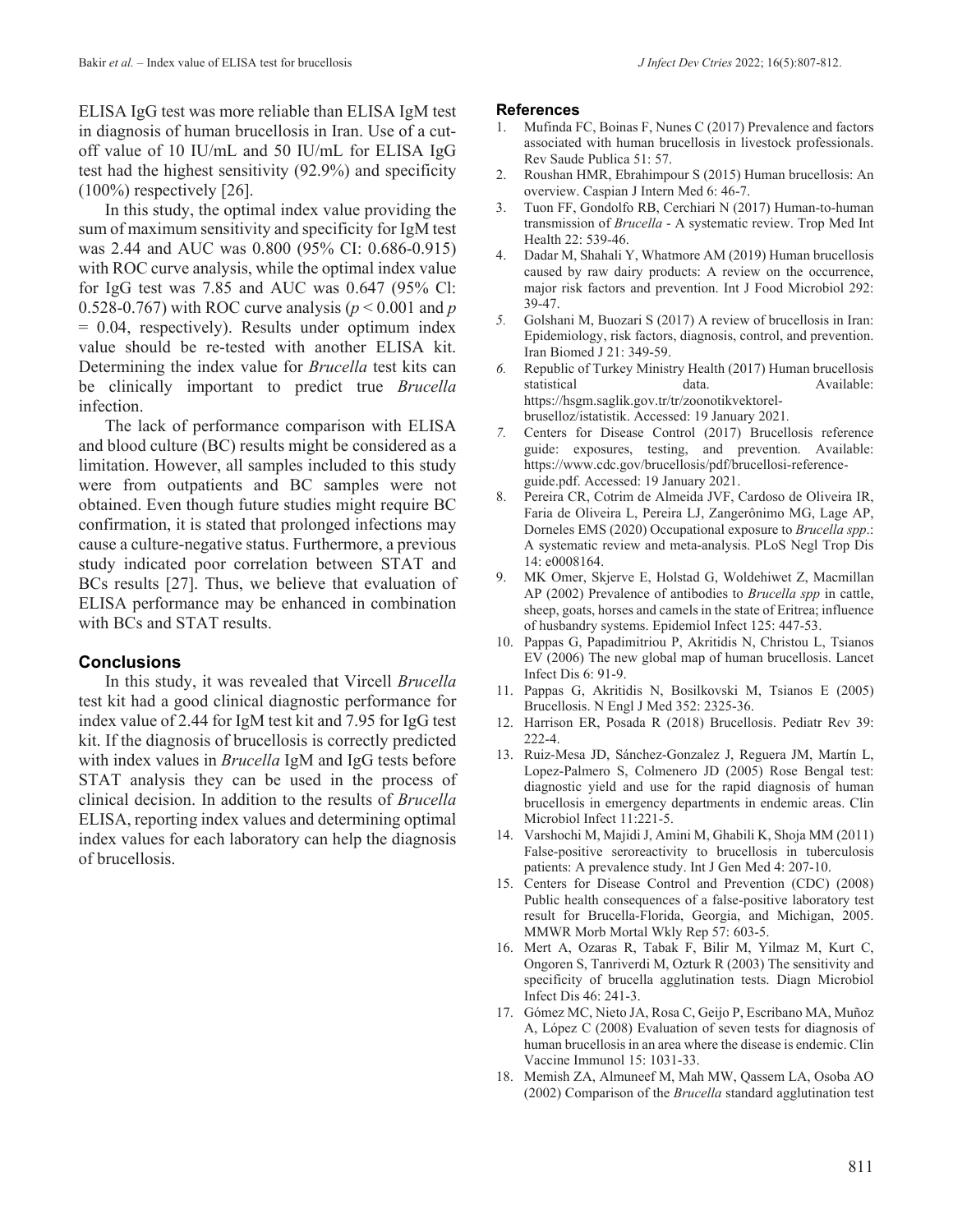ELISA IgG test was more reliable than ELISA IgM test in diagnosis of human brucellosis in Iran. Use of a cut-off value of 10 IU/mL and 50 IU/mL for ELISA IgG test had the highest sensitivity (92.9%) and specificity (100%) respectively [26].

In this study, the optimal index value providing the sum of maximum sensitivity and specificity for IgM test was 2.44 and AUC was 0.800 (95% CI: 0.686-0.915) with ROC curve analysis, while the optimal index value for IgG test was 7.85 and AUC was 0.647 (95% Cl: 0.528-0.767) with ROC curve analysis ($p < 0.001$ and $p = 0.04$, respectively). Results under optimum index value should be re-tested with another ELISA kit. Determining the index value for *Brucella* test kits can be clinically important to predict true *Brucella* infection.

The lack of performance comparison with ELISA and blood culture (BC) results might be considered as a limitation. However, all samples included to this study were from outpatients and BC samples were not obtained. Even though future studies might require BC confirmation, it is stated that prolonged infections may cause a culture-negative status. Furthermore, a previous study indicated poor correlation between STAT and BCs results [27]. Thus, we believe that evaluation of ELISA performance may be enhanced in combination with BCs and STAT results.

## Conclusions

In this study, it was revealed that Vircell *Brucella* test kit had a good clinical diagnostic performance for index value of 2.44 for IgM test kit and 7.95 for IgG test kit. If the diagnosis of brucellosis is correctly predicted with index values in *Brucella* IgM and IgG tests before STAT analysis they can be used in the process of clinical decision. In addition to the results of *Brucella* ELISA, reporting index values and determining optimal index values for each laboratory can help the diagnosis of brucellosis.

## References

1. Mufinda FC, Boinas F, Nunes C (2017) Prevalence and factors associated with human brucellosis in livestock professionals. Rev Saude Publica 51: 57.
2. Roushan HMR, Ebrahimpour S (2015) Human brucellosis: An overview. Caspian J Intern Med 6: 46-7.
3. Tuon FF, Gondolfo RB, Cerchiari N (2017) Human-to-human transmission of *Brucella* - A systematic review. Trop Med Int Health 22: 539-46.
4. Dadar M, Shahali Y, Whatmore AM (2019) Human brucellosis caused by raw dairy products: A review on the occurrence, major risk factors and prevention. Int J Food Microbiol 292: 39-47.
5. Golshani M, Buozari S (2017) A review of brucellosis in Iran: Epidemiology, risk factors, diagnosis, control, and prevention. Iran Biomed J 21: 349-59.
6. Republic of Turkey Ministry Health (2017) Human brucellosis statistical data. Available: https://hsgm.saglik.gov.tr/tr/zoonotikvektorel-bruselloz/istatistik. Accessed: 19 January 2021.
7. Centers for Disease Control (2017) Brucellosis reference guide: exposures, testing, and prevention. Available: https://www.cdc.gov/brucellosis/pdf/brucellosi-reference-guide.pdf. Accessed: 19 January 2021.
8. Pereira CR, Cotrim de Almeida JVF, Cardoso de Oliveira IR, Faria de Oliveira L, Pereira LJ, Zangerônimo MG, Lage AP, Dorneles EMS (2020) Occupational exposure to *Brucella spp*.: A systematic review and meta-analysis. PLoS Negl Trop Dis 14: e0008164.
9. MK Omer, Skjerve E, Holstad G, Woldehiwet Z, Macmillan AP (2002) Prevalence of antibodies to *Brucella spp* in cattle, sheep, goats, horses and camels in the state of Eritrea; influence of husbandry systems. Epidemiol Infect 125: 447-53.
10. Pappas G, Papadimitriou P, Akritidis N, Christou L, Tsianos EV (2006) The new global map of human brucellosis. Lancet Infect Dis 6: 91-9.
11. Pappas G, Akritidis N, Bosilkovski M, Tsianos E (2005) Brucellosis. N Engl J Med 352: 2325-36.
12. Harrison ER, Posada R (2018) Brucellosis. Pediatr Rev 39: 222-4.
13. Ruiz-Mesa JD, Sánchez-Gonzalez J, Reguera JM, Martín L, Lopez-Palmero S, Colmenero JD (2005) Rose Bengal test: diagnostic yield and use for the rapid diagnosis of human brucellosis in emergency departments in endemic areas. Clin Microbiol Infect 11:221-5.
14. Varshochi M, Majidi J, Amini M, Ghabili K, Shoja MM (2011) False-positive seroreactivity to brucellosis in tuberculosis patients: A prevalence study. Int J Gen Med 4: 207-10.
15. Centers for Disease Control and Prevention (CDC) (2008) Public health consequences of a false-positive laboratory test result for Brucella-Florida, Georgia, and Michigan, 2005. MMWR Morb Mortal Wkly Rep 57: 603-5.
16. Mert A, Ozaras R, Tabak F, Bilir M, Yilmaz M, Kurt C, Ongoren S, Tanriverdi M, Ozturk R (2003) The sensitivity and specificity of brucella agglutination tests. Diagn Microbiol Infect Dis 46: 241-3.
17. Gómez MC, Nieto JA, Rosa C, Geijo P, Escribano MA, Muñoz A, López C (2008) Evaluation of seven tests for diagnosis of human brucellosis in an area where the disease is endemic. Clin Vaccine Immunol 15: 1031-33.
18. Memish ZA, Almuneef M, Mah MW, Qassem LA, Osoba AO (2002) Comparison of the *Brucella* standard agglutination test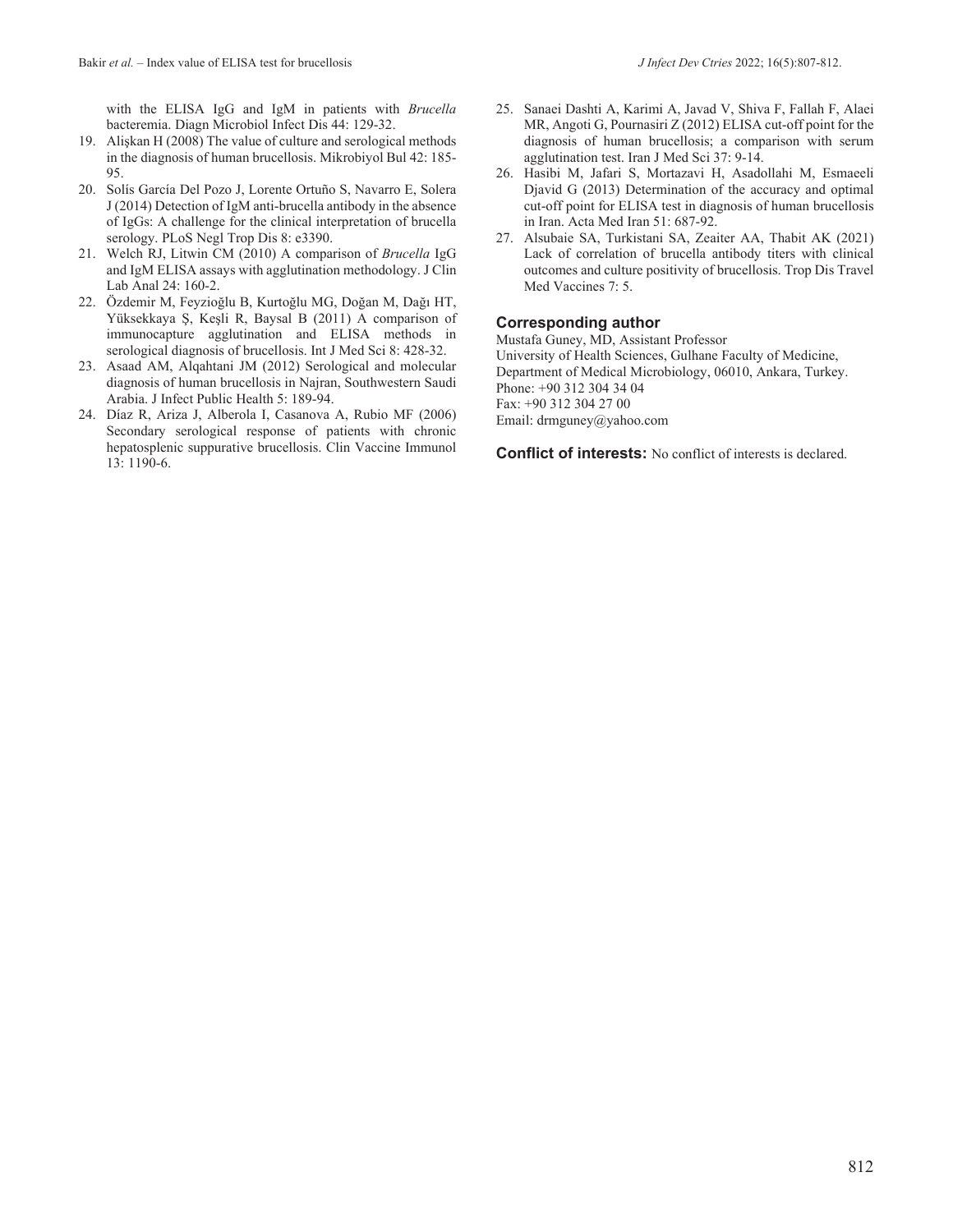with the ELISA IgG and IgM in patients with *Brucella* bacteremia. Diagn Microbiol Infect Dis 44: 129-32.

19. Alişkan H (2008) The value of culture and serological methods in the diagnosis of human brucellosis. Mikrobiyol Bul 42: 185-95.
20. Solís García Del Pozo J, Lorente Ortuño S, Navarro E, Solera J (2014) Detection of IgM anti-brucella antibody in the absence of IgGs: A challenge for the clinical interpretation of brucella serology. PLoS Negl Trop Dis 8: e3390.
21. Welch RJ, Litwin CM (2010) A comparison of *Brucella* IgG and IgM ELISA assays with agglutination methodology. J Clin Lab Anal 24: 160-2.
22. Özdemir M, Feyzioğlu B, Kurtoğlu MG, Doğan M, Dağı HT, Yüksekkaya Ş, Keşli R, Baysal B (2011) A comparison of immunocapture agglutination and ELISA methods in serological diagnosis of brucellosis. Int J Med Sci 8: 428-32.
23. Asaad AM, Alqahtani JM (2012) Serological and molecular diagnosis of human brucellosis in Najran, Southwestern Saudi Arabia. J Infect Public Health 5: 189-94.
24. Díaz R, Ariza J, Alberola I, Casanova A, Rubio MF (2006) Secondary serological response of patients with chronic hepatosplenic suppurative brucellosis. Clin Vaccine Immunol 13: 1190-6.
25. Sanaei Dashti A, Karimi A, Javad V, Shiva F, Fallah F, Alaei MR, Angoti G, Pournasiri Z (2012) ELISA cut-off point for the diagnosis of human brucellosis; a comparison with serum agglutination test. Iran J Med Sci 37: 9-14.
26. Hasibi M, Jafari S, Mortazavi H, Asadollahi M, Esmaeeli Djavid G (2013) Determination of the accuracy and optimal cut-off point for ELISA test in diagnosis of human brucellosis in Iran. Acta Med Iran 51: 687-92.
27. Alsubaie SA, Turkistani SA, Zeaiter AA, Thabit AK (2021) Lack of correlation of brucella antibody titers with clinical outcomes and culture positivity of brucellosis. Trop Dis Travel Med Vaccines 7: 5.

## Corresponding author

Mustafa Guney, MD, Assistant Professor
University of Health Sciences, Gulhane Faculty of Medicine, Department of Medical Microbiology, 06010, Ankara, Turkey.
Phone: +90 312 304 34 04
Fax: +90 312 304 27 00
Email: drmguney@yahoo.com

**Conflict of interests:** No conflict of interests is declared.